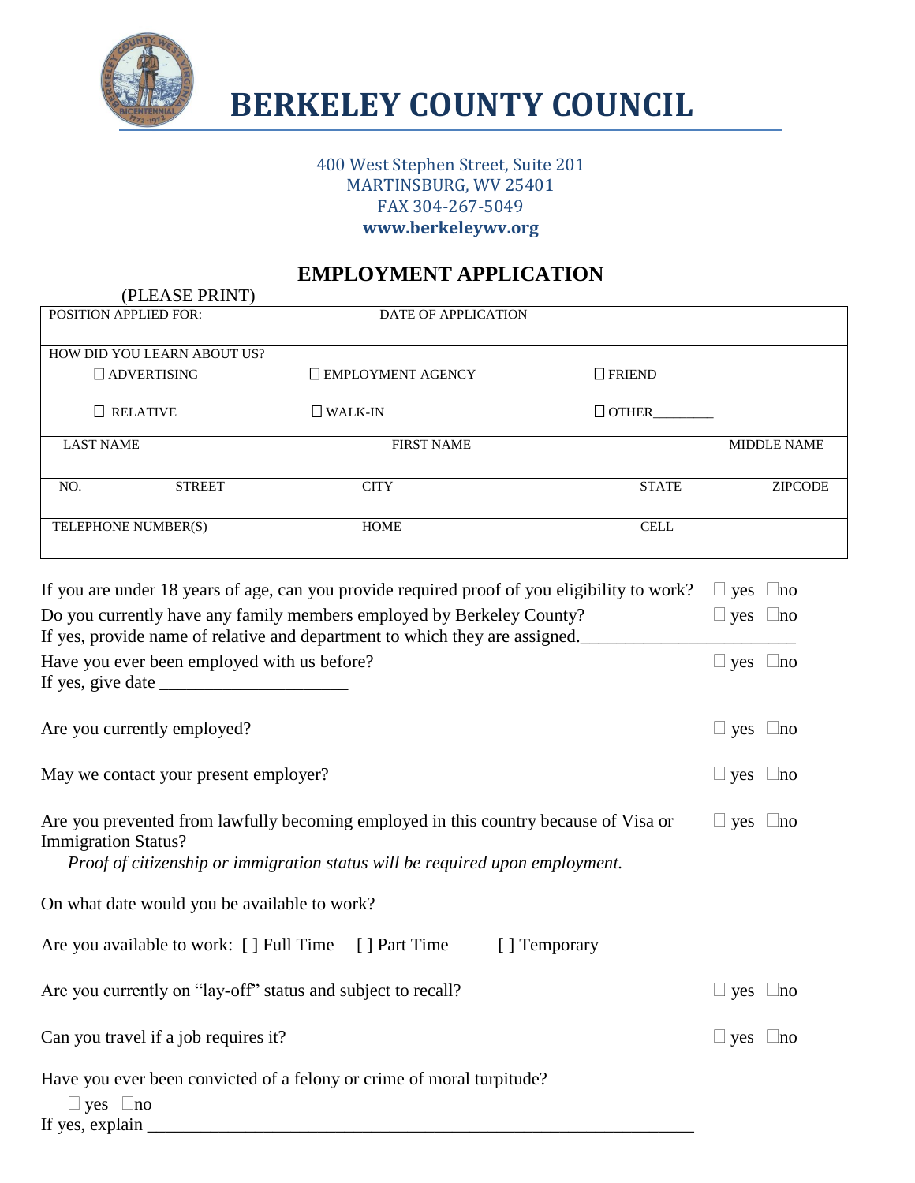# BERKELEY COUNTY COUNCIL

400 West Stephen Street, Suite 201
MARTINSBURG, WV 25401
FAX 304-267-5049
**www.berkeleywv.org**

## EMPLOYMENT APPLICATION

(PLEASE PRINT)

| POSITION APPLIED FOR: | DATE OF APPLICATION |
|---|---|

HOW DID YOU LEARN ABOUT US?

☐ ADVERTISING ☐ EMPLOYMENT AGENCY ☐ FRIEND

☐ RELATIVE ☐ WALK-IN ☐ OTHER________

| LAST NAME | | FIRST NAME | | MIDDLE NAME |
|---|---|---|---|---|
| NO. | STREET | CITY | STATE | ZIPCODE |
| TELEPHONE NUMBER(S) | | HOME | CELL | |

If you are under 18 years of age, can you provide required proof of you eligibility to work? ☐ yes ☐no

Do you currently have any family members employed by Berkeley County? ☐ yes ☐no
If yes, provide name of relative and department to which they are assigned.________________________

Have you ever been employed with us before? ☐ yes ☐no
If yes, give date ____________________

Are you currently employed? ☐ yes ☐no

May we contact your present employer? ☐ yes ☐no

Are you prevented from lawfully becoming employed in this country because of Visa or Immigration Status? ☐ yes ☐no
*Proof of citizenship or immigration status will be required upon employment.*

On what date would you be available to work? ________________________

Are you available to work: [ ] Full Time [ ] Part Time [ ] Temporary

Are you currently on "lay-off" status and subject to recall? ☐ yes ☐no

Can you travel if a job requires it? ☐ yes ☐no

Have you ever been convicted of a felony or crime of moral turpitude?
☐ yes ☐no
If yes, explain ____________________________________________________________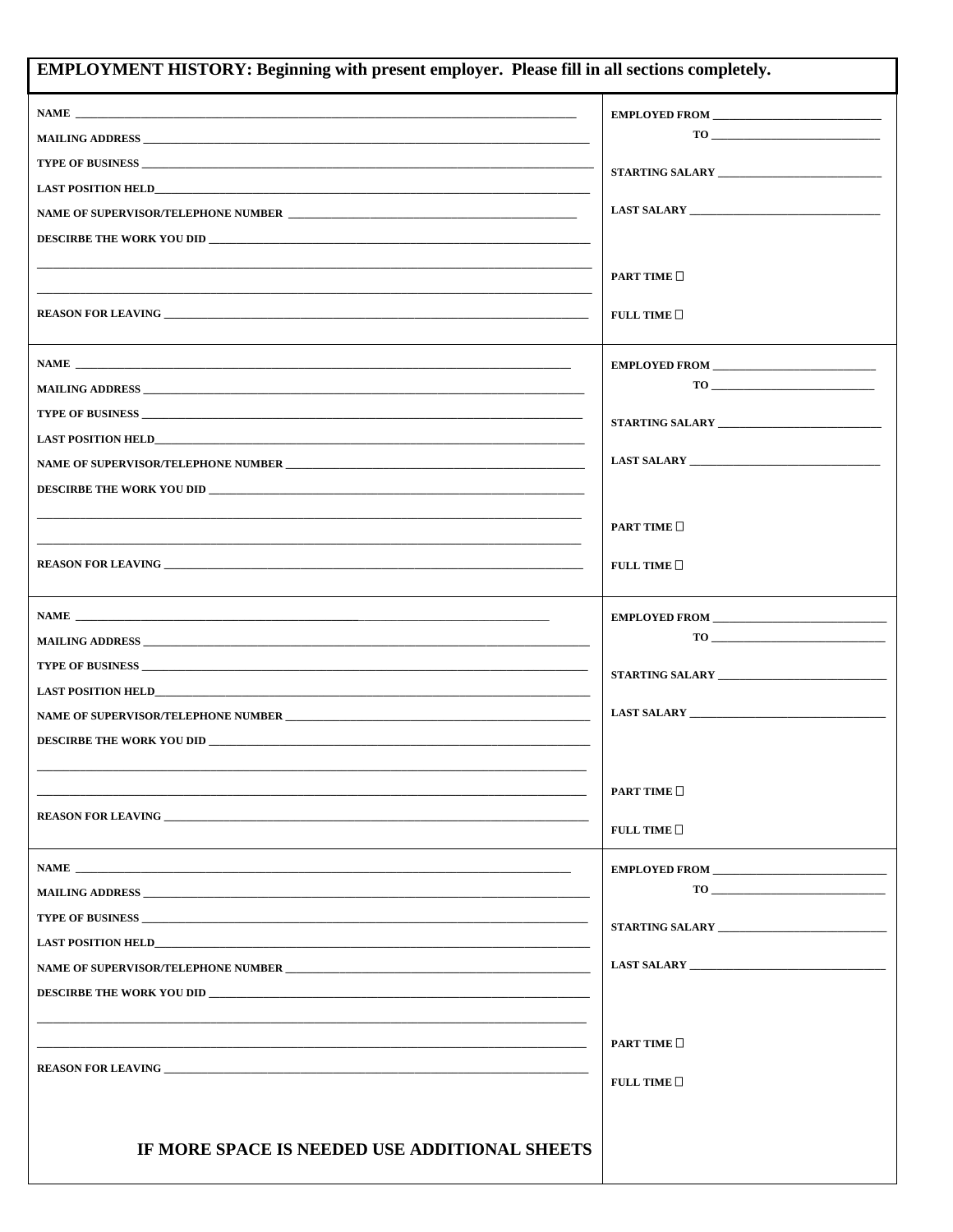## EMPLOYMENT HISTORY: Beginning with present employer. Please fill in all sections completely.

| | |
|---|---|
| **NAME** _______________<br>**MAILING ADDRESS** _______________<br>**TYPE OF BUSINESS** _______________<br>**LAST POSITION HELD** _______________<br>**NAME OF SUPERVISOR/TELEPHONE NUMBER** _______________<br>**DESCIRBE THE WORK YOU DID** _______________<br>_______________<br>_______________<br>**REASON FOR LEAVING** _______________ | **EMPLOYED FROM** _______________<br>**TO** _______________<br>**STARTING SALARY** _______________<br>**LAST SALARY** _______________<br>**PART TIME** ☐<br>**FULL TIME** ☐ |
| **NAME** _______________<br>**MAILING ADDRESS** _______________<br>**TYPE OF BUSINESS** _______________<br>**LAST POSITION HELD** _______________<br>**NAME OF SUPERVISOR/TELEPHONE NUMBER** _______________<br>**DESCIRBE THE WORK YOU DID** _______________<br>_______________<br>_______________<br>**REASON FOR LEAVING** _______________ | **EMPLOYED FROM** _______________<br>**TO** _______________<br>**STARTING SALARY** _______________<br>**LAST SALARY** _______________<br>**PART TIME** ☐<br>**FULL TIME** ☐ |
| **NAME** _______________<br>**MAILING ADDRESS** _______________<br>**TYPE OF BUSINESS** _______________<br>**LAST POSITION HELD** _______________<br>**NAME OF SUPERVISOR/TELEPHONE NUMBER** _______________<br>**DESCIRBE THE WORK YOU DID** _______________<br>_______________<br>_______________<br>**REASON FOR LEAVING** _______________ | **EMPLOYED FROM** _______________<br>**TO** _______________<br>**STARTING SALARY** _______________<br>**LAST SALARY** _______________<br>**PART TIME** ☐<br>**FULL TIME** ☐ |
| **NAME** _______________<br>**MAILING ADDRESS** _______________<br>**TYPE OF BUSINESS** _______________<br>**LAST POSITION HELD** _______________<br>**NAME OF SUPERVISOR/TELEPHONE NUMBER** _______________<br>**DESCIRBE THE WORK YOU DID** _______________<br>_______________<br>_______________<br>**REASON FOR LEAVING** _______________<br><br>**IF MORE SPACE IS NEEDED USE ADDITIONAL SHEETS** | **EMPLOYED FROM** _______________<br>**TO** _______________<br>**STARTING SALARY** _______________<br>**LAST SALARY** _______________<br>**PART TIME** ☐<br>**FULL TIME** ☐ |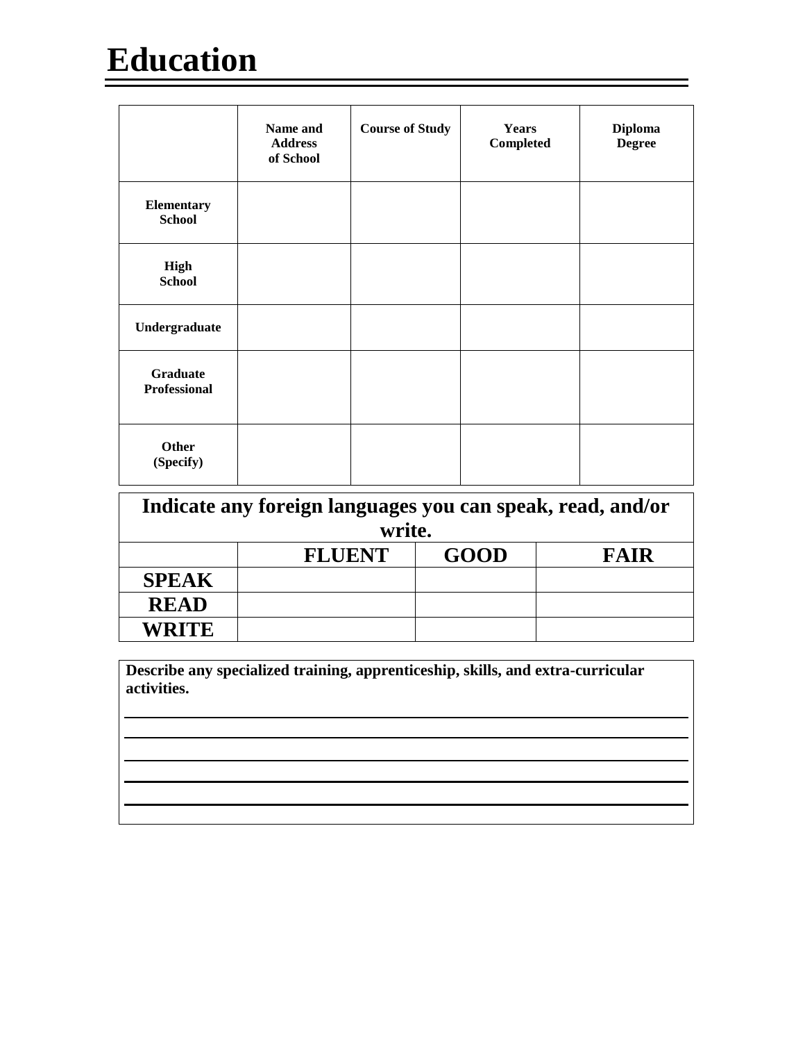# Education

| | Name and Address of School | Course of Study | Years Completed | Diploma Degree |
| --- | --- | --- | --- | --- |
| **Elementary School** | | | | |
| **High School** | | | | |
| **Undergraduate** | | | | |
| **Graduate Professional** | | | | |
| **Other (Specify)** | | | | |

**Indicate any foreign languages you can speak, read, and/or write.**

| | FLUENT | GOOD | FAIR |
| --- | --- | --- | --- |
| **SPEAK** | | | |
| **READ** | | | |
| **WRITE** | | | |

**Describe any specialized training, apprenticeship, skills, and extra-curricular activities.**

______________________________________________________________________

______________________________________________________________________

______________________________________________________________________

______________________________________________________________________

______________________________________________________________________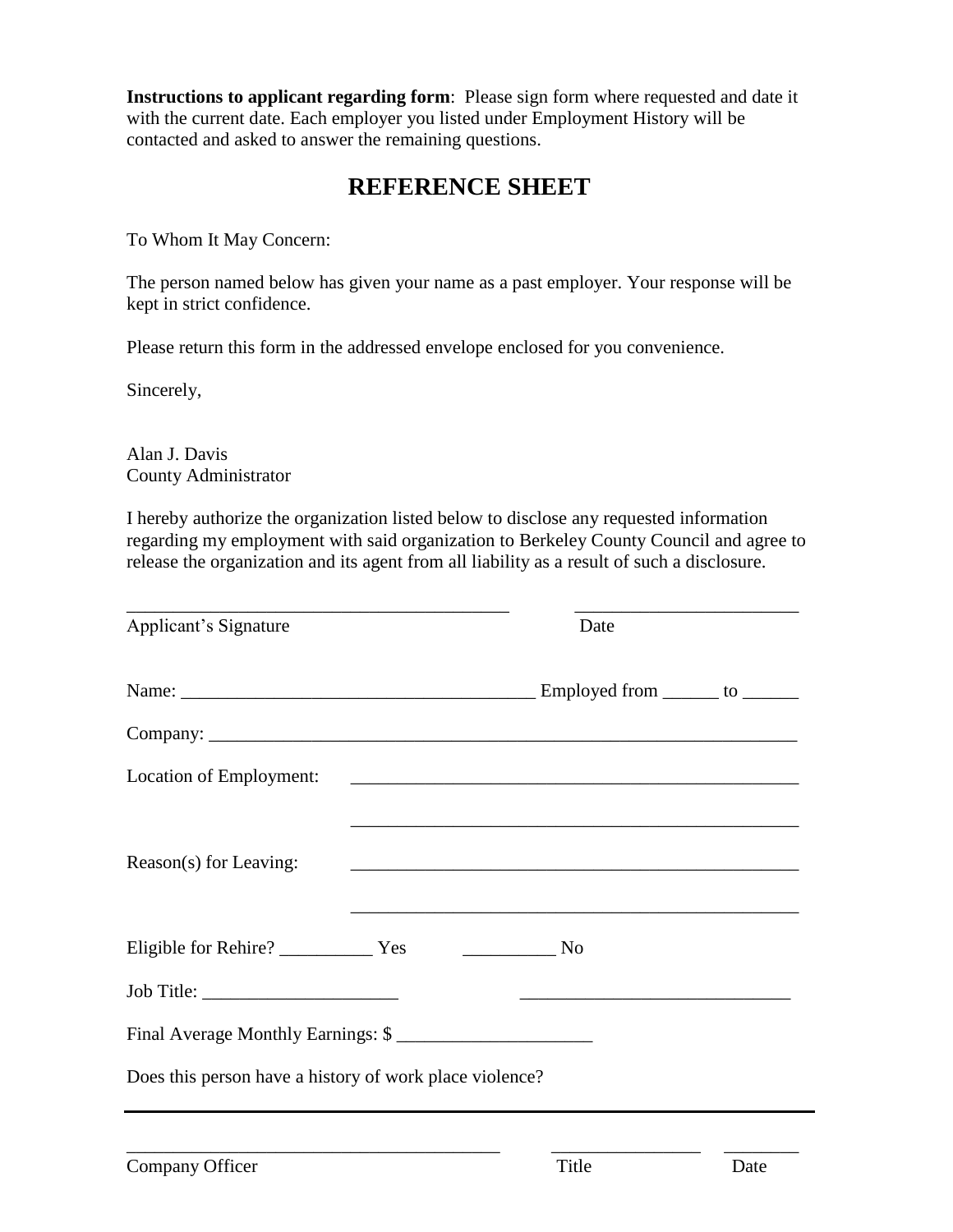**Instructions to applicant regarding form**: Please sign form where requested and date it with the current date. Each employer you listed under Employment History will be contacted and asked to answer the remaining questions.

# REFERENCE SHEET

To Whom It May Concern:

The person named below has given your name as a past employer. Your response will be kept in strict confidence.

Please return this form in the addressed envelope enclosed for you convenience.

Sincerely,

Alan J. Davis
County Administrator

I hereby authorize the organization listed below to disclose any requested information regarding my employment with said organization to Berkeley County Council and agree to release the organization and its agent from all liability as a result of such a disclosure.

_________________________________________ ________________________
Applicant's Signature Date

Name: ____________________________________ Employed from ______ to ______

Company: ______________________________________________________________

Location of Employment: ________________________________________________

________________________________________________

Reason(s) for Leaving: ________________________________________________

________________________________________________

Eligible for Rehire? __________ Yes __________ No

Job Title: _____________________ _____________________________

Final Average Monthly Earnings: $ _____________________

Does this person have a history of work place violence?

---

_________________________________________ ________________ ________
Company Officer Title Date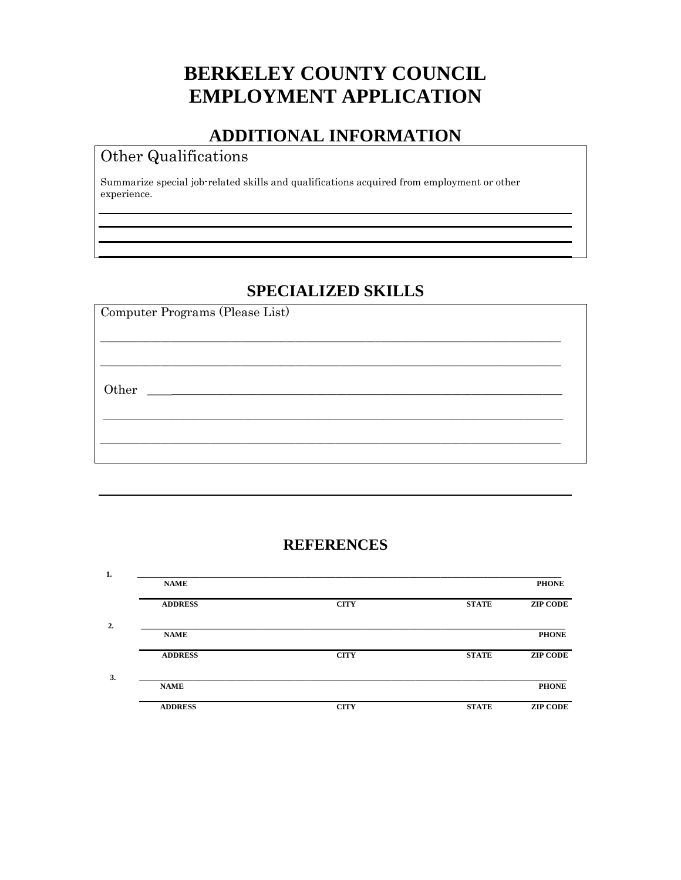# BERKELEY COUNTY COUNCIL
# EMPLOYMENT APPLICATION

## ADDITIONAL INFORMATION

Other Qualifications

Summarize special job-related skills and qualifications acquired from employment or other experience.

______________________________________________________________________________

______________________________________________________________________________

______________________________________________________________________________

______________________________________________________________________________

## SPECIALIZED SKILLS

Computer Programs (Please List)

______________________________________________________________________________

______________________________________________________________________________

Other ________________________________________________________________________

______________________________________________________________________________

______________________________________________________________________________

______________________________________________________________________________

## REFERENCES

1. ______________________________________________________________________________

**NAME** **PHONE**

______________________________________________________________________________

**ADDRESS** **CITY** **STATE** **ZIP CODE**

2. ______________________________________________________________________________

**NAME** **PHONE**

______________________________________________________________________________

**ADDRESS** **CITY** **STATE** **ZIP CODE**

3. ______________________________________________________________________________

**NAME** **PHONE**

______________________________________________________________________________

**ADDRESS** **CITY** **STATE** **ZIP CODE**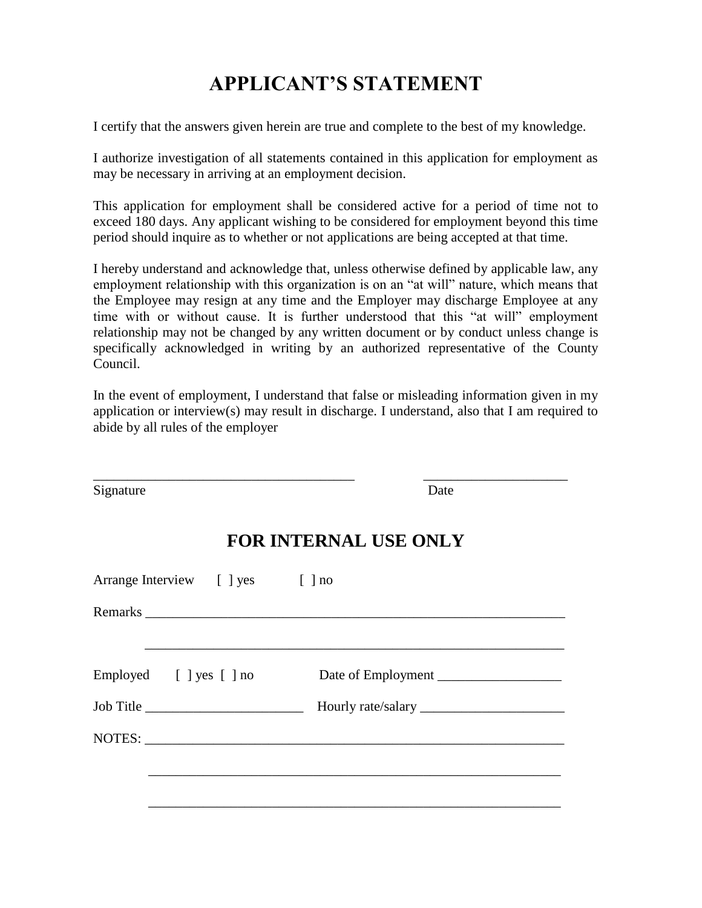# APPLICANT'S STATEMENT

I certify that the answers given herein are true and complete to the best of my knowledge.

I authorize investigation of all statements contained in this application for employment as may be necessary in arriving at an employment decision.

This application for employment shall be considered active for a period of time not to exceed 180 days. Any applicant wishing to be considered for employment beyond this time period should inquire as to whether or not applications are being accepted at that time.

I hereby understand and acknowledge that, unless otherwise defined by applicable law, any employment relationship with this organization is on an "at will" nature, which means that the Employee may resign at any time and the Employer may discharge Employee at any time with or without cause. It is further understood that this "at will" employment relationship may not be changed by any written document or by conduct unless change is specifically acknowledged in writing by an authorized representative of the County Council.

In the event of employment, I understand that false or misleading information given in my application or interview(s) may result in discharge. I understand, also that I am required to abide by all rules of the employer

_______________________________________ _____________________

Signature Date

# FOR INTERNAL USE ONLY

Arrange Interview [ ] yes [ ] no

Remarks ______________________________________________________________

______________________________________________________________

Employed [ ] yes [ ] no Date of Employment __________________

Job Title _______________________ Hourly rate/salary _____________________

NOTES: ________________________________________________________________

______________________________________________________________

______________________________________________________________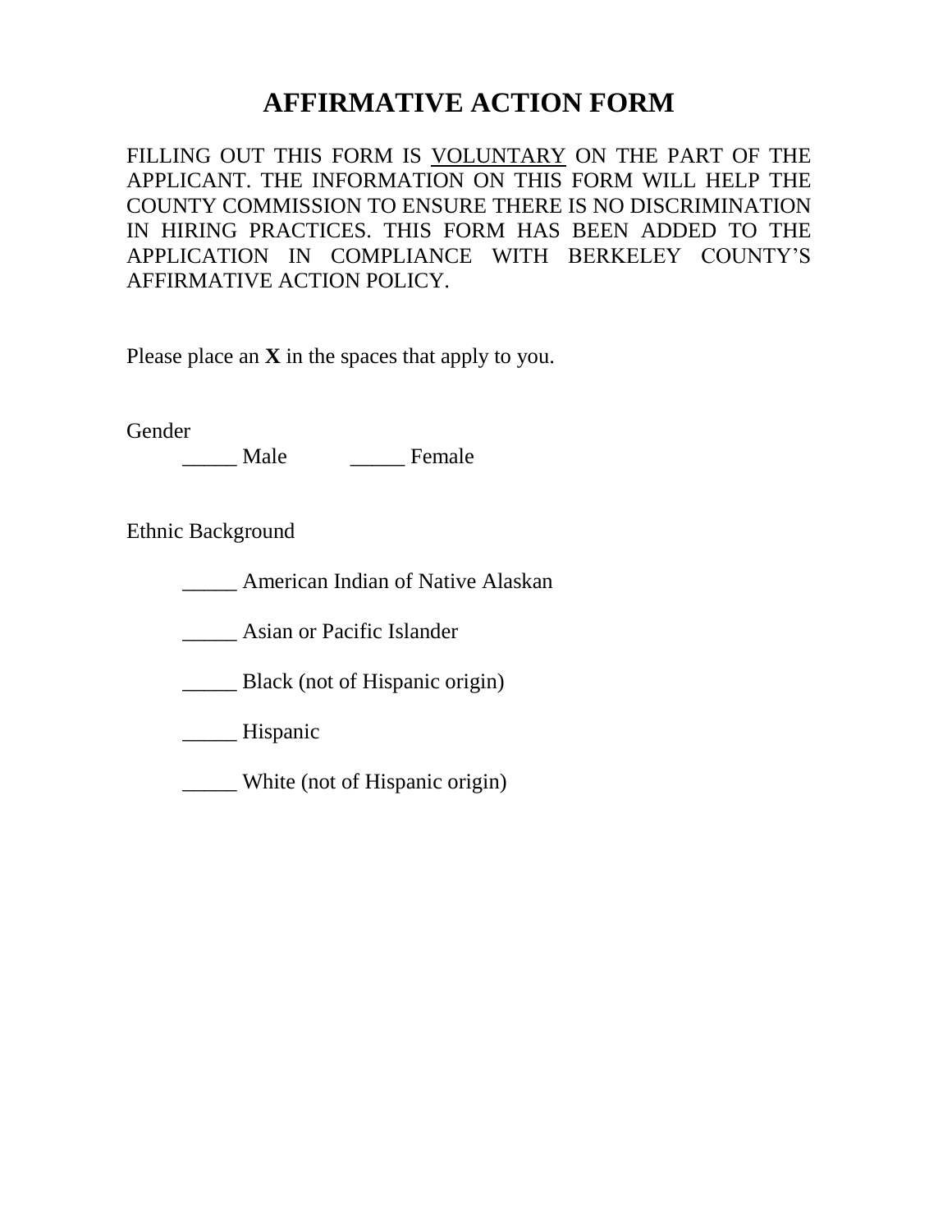# AFFIRMATIVE ACTION FORM

FILLING OUT THIS FORM IS <u>VOLUNTARY</u> ON THE PART OF THE APPLICANT. THE INFORMATION ON THIS FORM WILL HELP THE COUNTY COMMISSION TO ENSURE THERE IS NO DISCRIMINATION IN HIRING PRACTICES. THIS FORM HAS BEEN ADDED TO THE APPLICATION IN COMPLIANCE WITH BERKELEY COUNTY'S AFFIRMATIVE ACTION POLICY.

Please place an **X** in the spaces that apply to you.

Gender

_____ Male _____ Female

Ethnic Background

_____ American Indian of Native Alaskan

_____ Asian or Pacific Islander

_____ Black (not of Hispanic origin)

_____ Hispanic

_____ White (not of Hispanic origin)